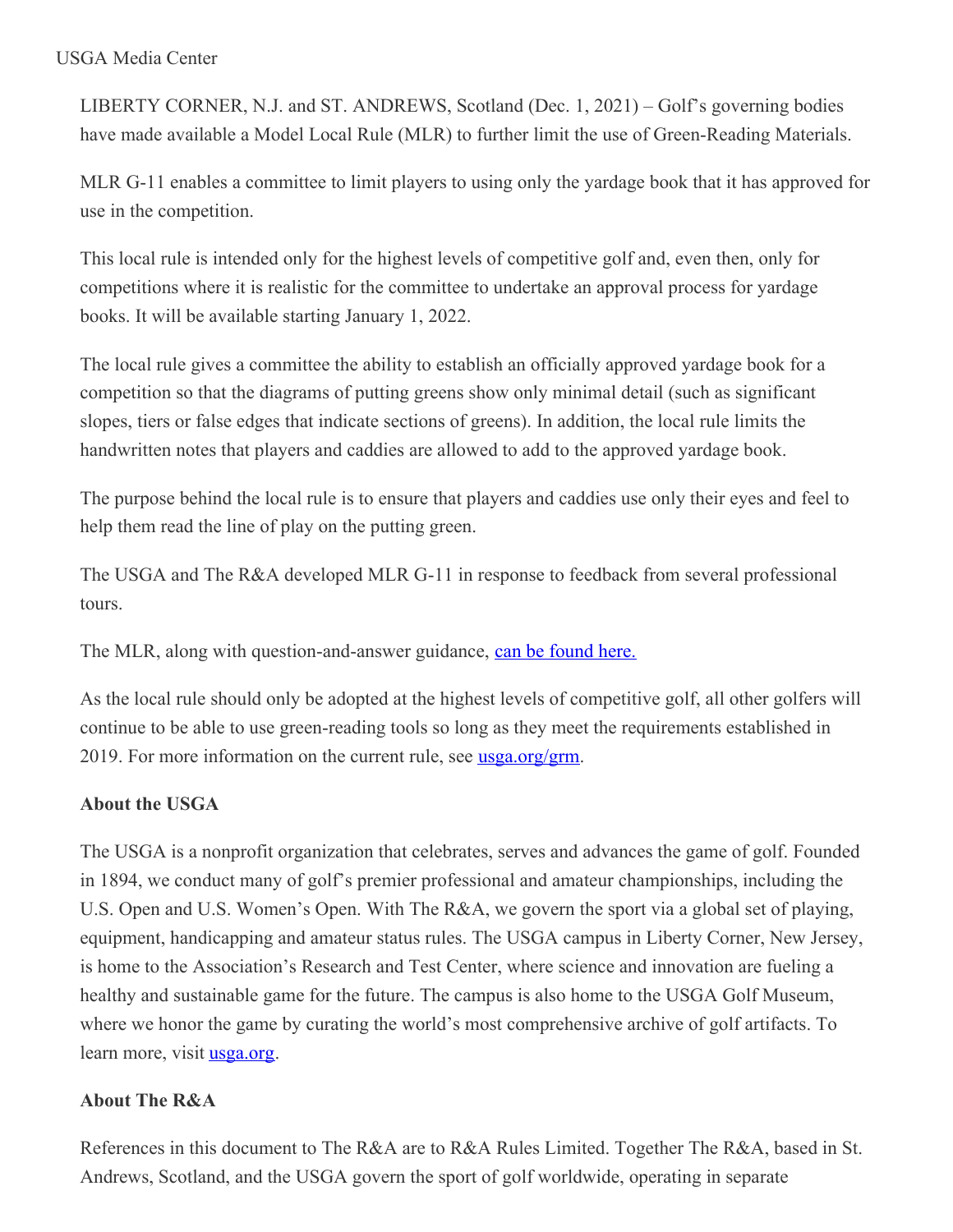USGA Media Center

LIBERTY CORNER, N.J. and ST. ANDREWS, Scotland (Dec. 1, 2021) – Golf's governing bodies have made available a Model Local Rule (MLR) to further limit the use of Green-Reading Materials.

MLR G-11 enables a committee to limit players to using only the yardage book that it has approved for use in the competition.

This local rule is intended only for the highest levels of competitive golf and, even then, only for competitions where it is realistic for the committee to undertake an approval process for yardage books. It will be available starting January 1, 2022.

The local rule gives a committee the ability to establish an officially approved yardage book for a competition so that the diagrams of putting greens show only minimal detail (such as significant slopes, tiers or false edges that indicate sections of greens). In addition, the local rule limits the handwritten notes that players and caddies are allowed to add to the approved yardage book.

The purpose behind the local rule is to ensure that players and caddies use only their eyes and feel to help them read the line of play on the putting green.

The USGA and The R&A developed MLR G-11 in response to feedback from several professional tours.

The MLR, along with question-and-answer guidance, [can be found here.]()

As the local rule should only be adopted at the highest levels of competitive golf, all other golfers will continue to be able to use green-reading tools so long as they meet the requirements established in 2019. For more information on the current rule, see [usga.org/grm]().

**About the USGA**

The USGA is a nonprofit organization that celebrates, serves and advances the game of golf. Founded in 1894, we conduct many of golf's premier professional and amateur championships, including the U.S. Open and U.S. Women's Open. With The R&A, we govern the sport via a global set of playing, equipment, handicapping and amateur status rules. The USGA campus in Liberty Corner, New Jersey, is home to the Association's Research and Test Center, where science and innovation are fueling a healthy and sustainable game for the future. The campus is also home to the USGA Golf Museum, where we honor the game by curating the world's most comprehensive archive of golf artifacts. To learn more, visit [usga.org]().

**About The R&A**

References in this document to The R&A are to R&A Rules Limited. Together The R&A, based in St. Andrews, Scotland, and the USGA govern the sport of golf worldwide, operating in separate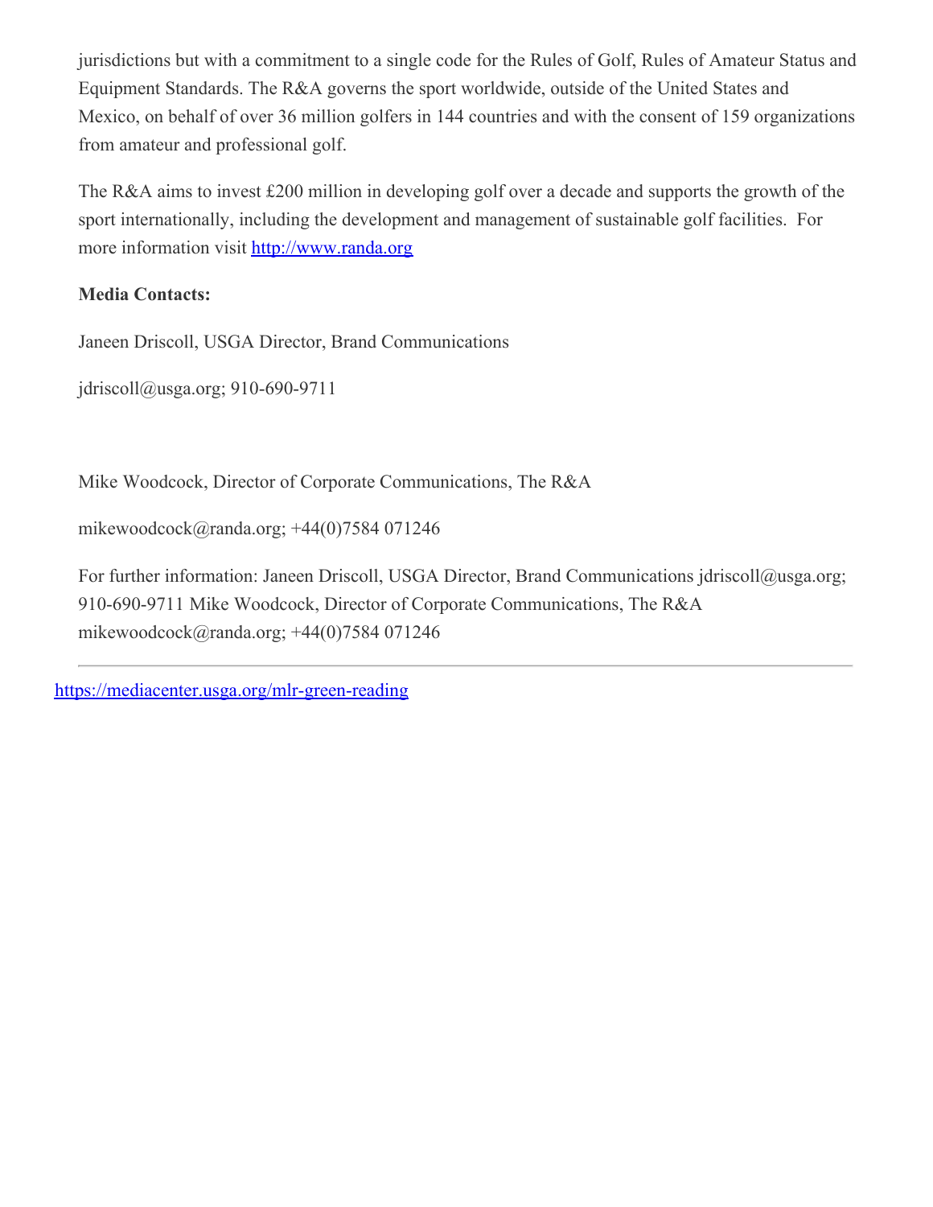jurisdictions but with a commitment to a single code for the Rules of Golf, Rules of Amateur Status and Equipment Standards. The R&A governs the sport worldwide, outside of the United States and Mexico, on behalf of over 36 million golfers in 144 countries and with the consent of 159 organizations from amateur and professional golf.

The R&A aims to invest £200 million in developing golf over a decade and supports the growth of the sport internationally, including the development and management of sustainable golf facilities. For more information visit [http://www.randa.org](http://www.randa.org)

**Media Contacts:**

Janeen Driscoll, USGA Director, Brand Communications

jdriscoll@usga.org; 910-690-9711

Mike Woodcock, Director of Corporate Communications, The R&A

mikewoodcock@randa.org; +44(0)7584 071246

For further information: Janeen Driscoll, USGA Director, Brand Communications jdriscoll@usga.org; 910-690-9711 Mike Woodcock, Director of Corporate Communications, The R&A mikewoodcock@randa.org; +44(0)7584 071246

---

[https://mediacenter.usga.org/mlr-green-reading](https://mediacenter.usga.org/mlr-green-reading)